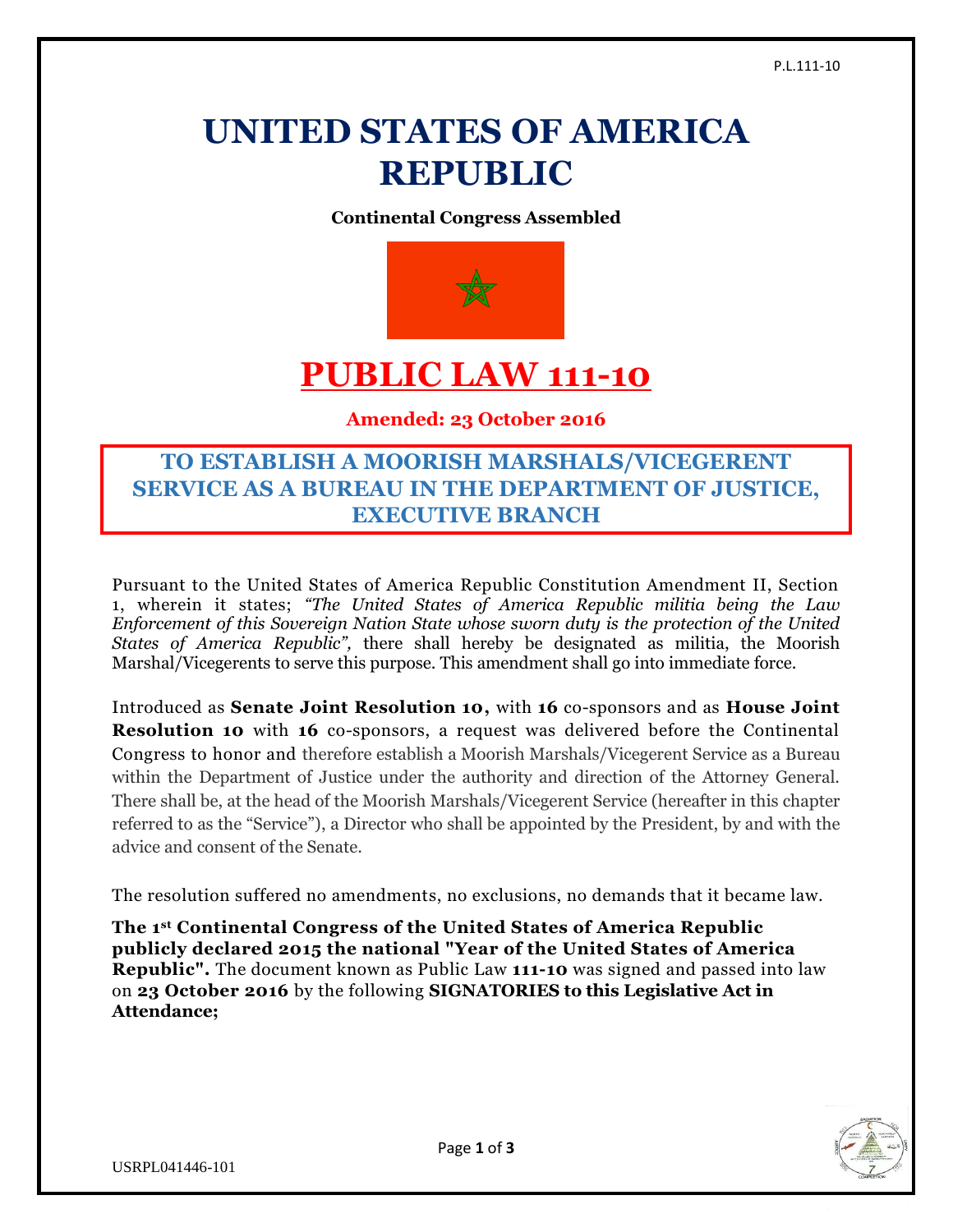# UNITED STATES OF AMERICA REPUBLIC

**Continental Congress Assembled**

# PUBLIC LAW 111-10

**Amended: 23 October 2016**

## TO ESTABLISH A MOORISH MARSHALS/VICEGERENT SERVICE AS A BUREAU IN THE DEPARTMENT OF JUSTICE, EXECUTIVE BRANCH

Pursuant to the United States of America Republic Constitution Amendment II, Section 1, wherein it states; *"The United States of America Republic militia being the Law Enforcement of this Sovereign Nation State whose sworn duty is the protection of the United States of America Republic",* there shall hereby be designated as militia, the Moorish Marshal/Vicegerents to serve this purpose. This amendment shall go into immediate force.

Introduced as **Senate Joint Resolution 10,** with **16** co-sponsors and as **House Joint Resolution 10** with **16** co-sponsors, a request was delivered before the Continental Congress to honor and therefore establish a Moorish Marshals/Vicegerent Service as a Bureau within the Department of Justice under the authority and direction of the Attorney General. There shall be, at the head of the Moorish Marshals/Vicegerent Service (hereafter in this chapter referred to as the "Service"), a Director who shall be appointed by the President, by and with the advice and consent of the Senate.

The resolution suffered no amendments, no exclusions, no demands that it became law.

**The 1st Continental Congress of the United States of America Republic publicly declared 2015 the national "Year of the United States of America Republic".** The document known as Public Law **111-10** was signed and passed into law on **23 October 2016** by the following **SIGNATORIES to this Legislative Act in Attendance;**

USRPL041446-101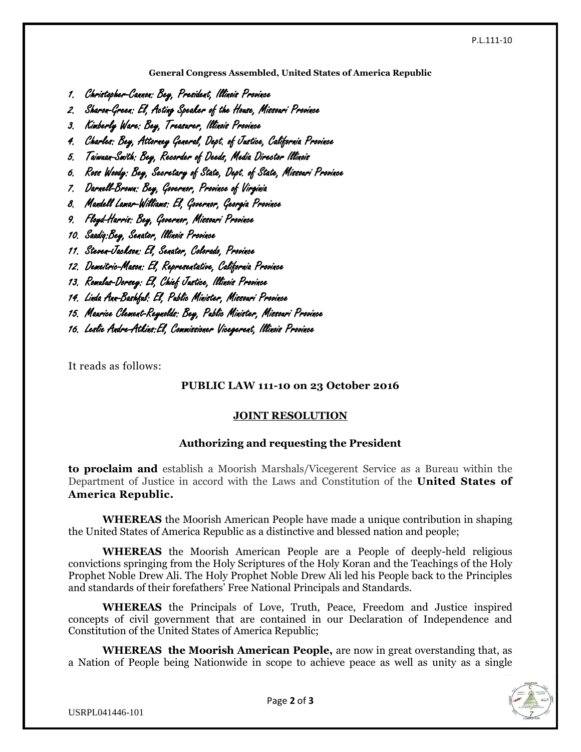**General Congress Assembled, United States of America Republic**

1. *Christopher-Cannon: Bey, President, Illinois Province*
2. *Sharon-Green: El, Acting Speaker of the House, Missouri Province*
3. *Kimberly Ware: Bey, Treasurer, Illinois Province*
4. *Charles: Bey, Attorney General, Dept. of Justice, California Province*
5. *Taiwuan-Smith: Bey, Recorder of Deeds, Media Director Illinois*
6. *Ross Woody: Bey, Secretary of State, Dept. of State, Missouri Province*
7. *Darnell-Brown: Bey, Governor, Province of Virginia*
8. *Mandell Lamar-Williams: El, Governor, Georgia Province*
9. *Floyd-Harris: Bey, Governor, Missouri Province*
10. *Saadiq:Bey, Senator, Illinois Province*
11. *Steven-Jackson: El, Senator, Colorado, Province*
12. *Demeitric-Mason: El, Representative, California Province*
13. *Romulus-Dorsey: El, Chief Justice, Illinois Province*
14. *Linda Ann-Bashful: El, Public Minister, Missouri Province*
15. *Maurice Clement-Reynolds: Bey, Public Minister, Missouri Province*
16. *Leslie Andre-Atkins:El, Commissioner Vicegerent, Illinois Province*

It reads as follows:

**PUBLIC LAW 111-10 on 23 October 2016**

**JOINT RESOLUTION**

**Authorizing and requesting the President**

**to proclaim and** establish a Moorish Marshals/Vicegerent Service as a Bureau within the Department of Justice in accord with the Laws and Constitution of the **United States of America Republic.**

**WHEREAS** the Moorish American People have made a unique contribution in shaping the United States of America Republic as a distinctive and blessed nation and people;

**WHEREAS** the Moorish American People are a People of deeply-held religious convictions springing from the Holy Scriptures of the Holy Koran and the Teachings of the Holy Prophet Noble Drew Ali. The Holy Prophet Noble Drew Ali led his People back to the Principles and standards of their forefathers' Free National Principals and Standards.

**WHEREAS** the Principals of Love, Truth, Peace, Freedom and Justice inspired concepts of civil government that are contained in our Declaration of Independence and Constitution of the United States of America Republic;

**WHEREAS the Moorish American People,** are now in great overstanding that, as a Nation of People being Nationwide in scope to achieve peace as well as unity as a single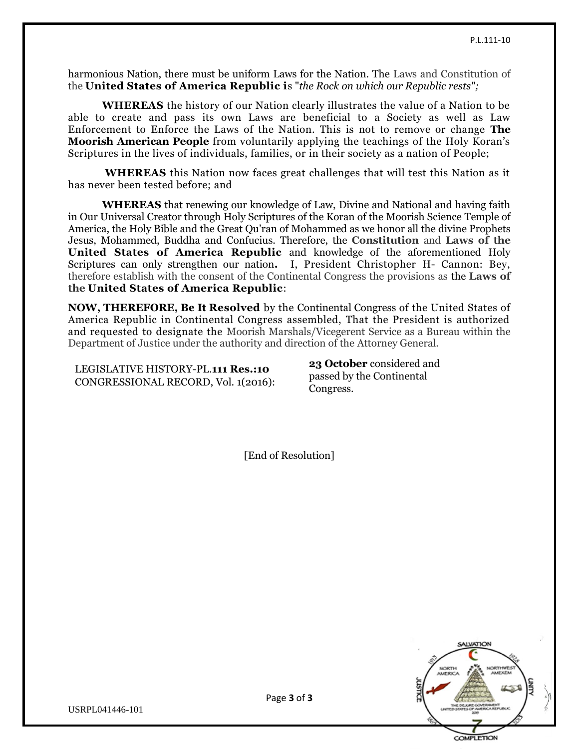harmonious Nation, there must be uniform Laws for the Nation. The Laws and Constitution of the **United States of America Republic i**s "*the Rock on which our Republic rests";*

**WHEREAS** the history of our Nation clearly illustrates the value of a Nation to be able to create and pass its own Laws are beneficial to a Society as well as Law Enforcement to Enforce the Laws of the Nation. This is not to remove or change **The Moorish American People** from voluntarily applying the teachings of the Holy Koran's Scriptures in the lives of individuals, families, or in their society as a nation of People;

**WHEREAS** this Nation now faces great challenges that will test this Nation as it has never been tested before; and

**WHEREAS** that renewing our knowledge of Law, Divine and National and having faith in Our Universal Creator through Holy Scriptures of the Koran of the Moorish Science Temple of America, the Holy Bible and the Great Qu'ran of Mohammed as we honor all the divine Prophets Jesus, Mohammed, Buddha and Confucius. Therefore, the **Constitution** and **Laws of the United States of America Republic** and knowledge of the aforementioned Holy Scriptures can only strengthen our nation**.** I, President Christopher H- Cannon: Bey, therefore establish with the consent of the Continental Congress the provisions as the **Laws of the United States of America Republic**:

**NOW, THEREFORE, Be It Resolved** by the Continental Congress of the United States of America Republic in Continental Congress assembled, That the President is authorized and requested to designate the Moorish Marshals/Vicegerent Service as a Bureau within the Department of Justice under the authority and direction of the Attorney General.

| | |
|---|---|
| LEGISLATIVE HISTORY-PL.**111 Res.:10** CONGRESSIONAL RECORD, Vol. 1(2016): | **23 October** considered and passed by the Continental Congress. |

[End of Resolution]

USRPL041446-101